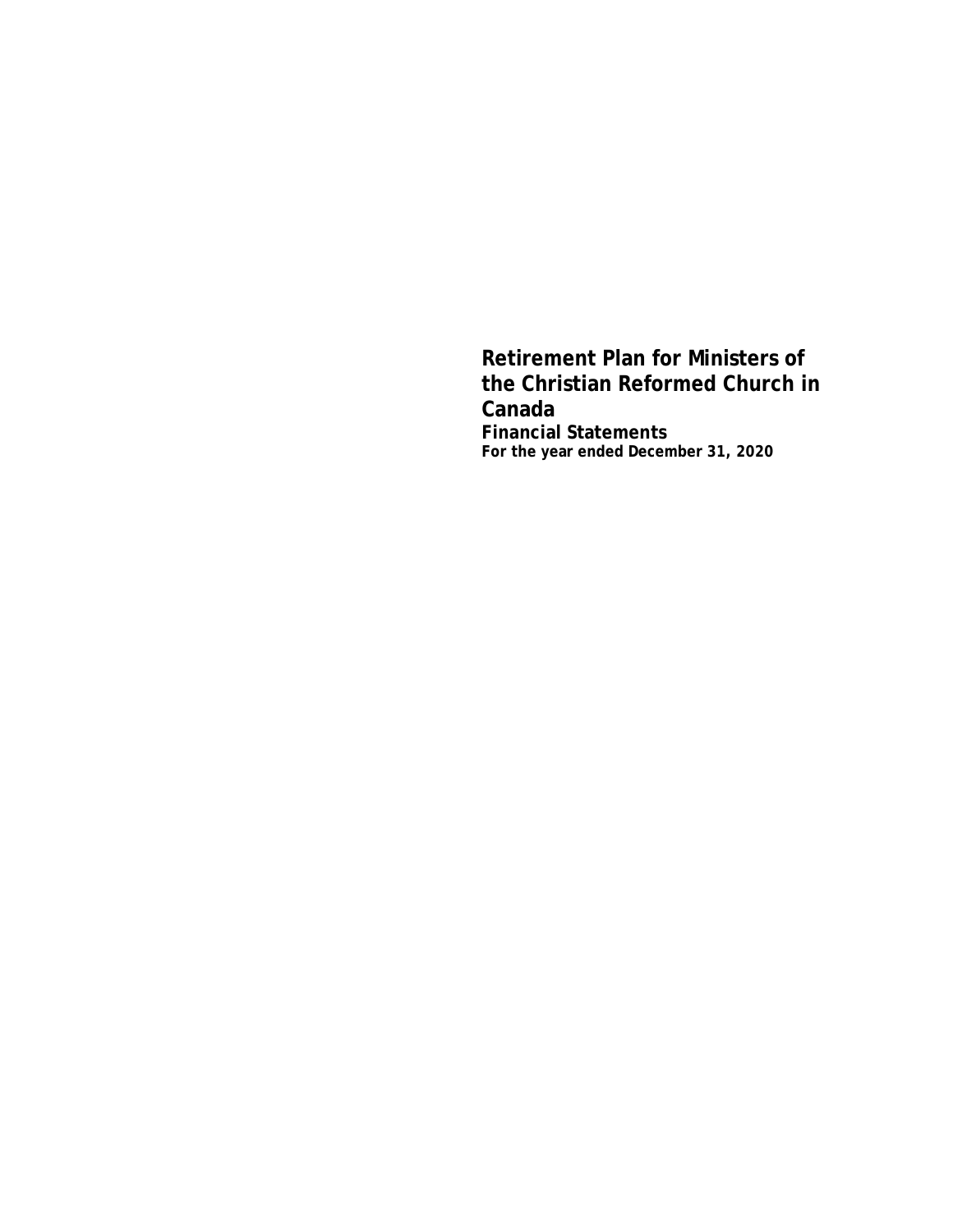# Retirement Plan for Ministers of the Christian Reformed Church in Canada

**Financial Statements**

**For the year ended December 31, 2020**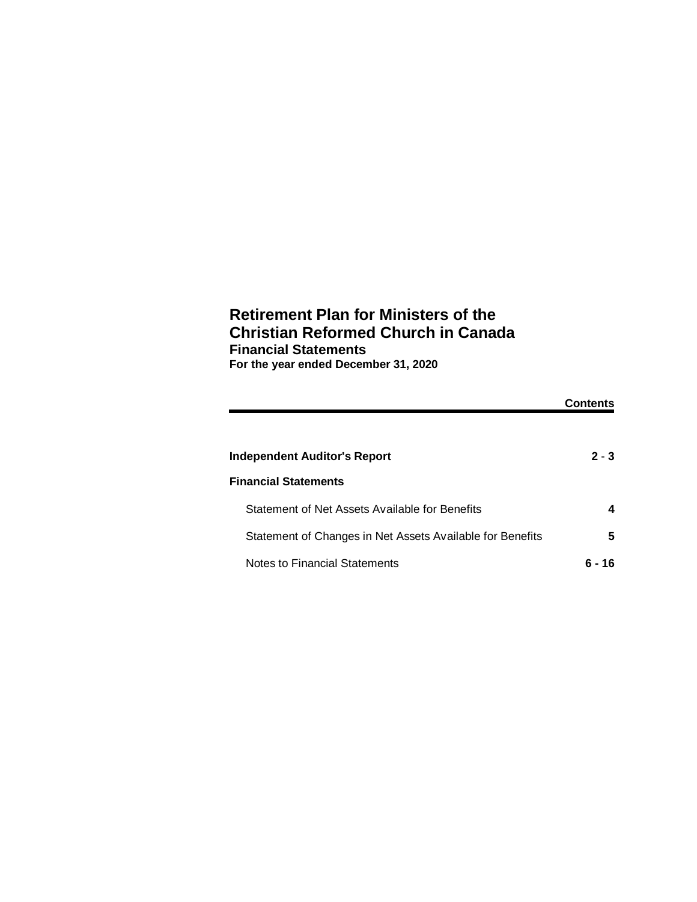# Retirement Plan for Ministers of the Christian Reformed Church in Canada

## Financial Statements

**For the year ended December 31, 2020**

| | **Contents** |
|---|---|
| **Independent Auditor's Report** | **2 - 3** |
| **Financial Statements** | |
| Statement of Net Assets Available for Benefits | **4** |
| Statement of Changes in Net Assets Available for Benefits | **5** |
| Notes to Financial Statements | **6 - 16** |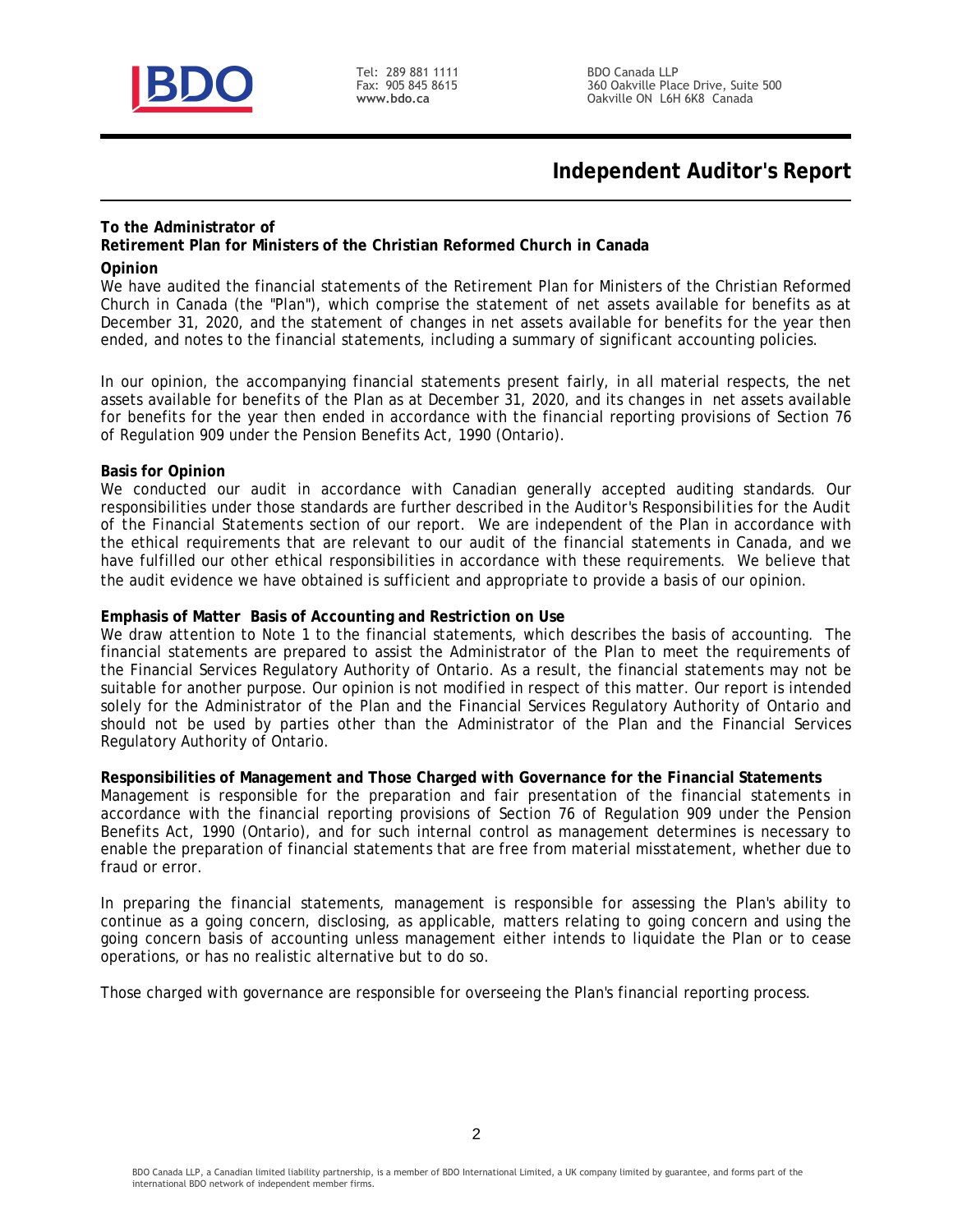Tel: 289 881 1111
Fax: 905 845 8615
**www.bdo.ca**

BDO Canada LLP
360 Oakville Place Drive, Suite 500
Oakville ON L6H 6K8 Canada

# Independent Auditor's Report

**To the Administrator of**
**Retirement Plan for Ministers of the Christian Reformed Church in Canada**

**Opinion**

We have audited the financial statements of the Retirement Plan for Ministers of the Christian Reformed Church in Canada (the "Plan"), which comprise the statement of net assets available for benefits as at December 31, 2020, and the statement of changes in net assets available for benefits for the year then ended, and notes to the financial statements, including a summary of significant accounting policies.

In our opinion, the accompanying financial statements present fairly, in all material respects, the net assets available for benefits of the Plan as at December 31, 2020, and its changes in net assets available for benefits for the year then ended in accordance with the financial reporting provisions of Section 76 of Regulation 909 under the Pension Benefits Act, 1990 (Ontario).

**Basis for Opinion**

We conducted our audit in accordance with Canadian generally accepted auditing standards. Our responsibilities under those standards are further described in the *Auditor's Responsibilities for the Audit of the Financial Statements* section of our report. We are independent of the Plan in accordance with the ethical requirements that are relevant to our audit of the financial statements in Canada, and we have fulfilled our other ethical responsibilities in accordance with these requirements. We believe that the audit evidence we have obtained is sufficient and appropriate to provide a basis of our opinion.

**Emphasis of Matter Basis of Accounting and Restriction on Use**

We draw attention to Note 1 to the financial statements, which describes the basis of accounting. The financial statements are prepared to assist the Administrator of the Plan to meet the requirements of the Financial Services Regulatory Authority of Ontario. As a result, the financial statements may not be suitable for another purpose. Our opinion is not modified in respect of this matter. Our report is intended solely for the Administrator of the Plan and the Financial Services Regulatory Authority of Ontario and should not be used by parties other than the Administrator of the Plan and the Financial Services Regulatory Authority of Ontario.

**Responsibilities of Management and Those Charged with Governance for the Financial Statements**

Management is responsible for the preparation and fair presentation of the financial statements in accordance with the financial reporting provisions of Section 76 of Regulation 909 under the Pension Benefits Act, 1990 (Ontario), and for such internal control as management determines is necessary to enable the preparation of financial statements that are free from material misstatement, whether due to fraud or error.

In preparing the financial statements, management is responsible for assessing the Plan's ability to continue as a going concern, disclosing, as applicable, matters relating to going concern and using the going concern basis of accounting unless management either intends to liquidate the Plan or to cease operations, or has no realistic alternative but to do so.

Those charged with governance are responsible for overseeing the Plan's financial reporting process.

BDO Canada LLP, a Canadian limited liability partnership, is a member of BDO International Limited, a UK company limited by guarantee, and forms part of the international BDO network of independent member firms.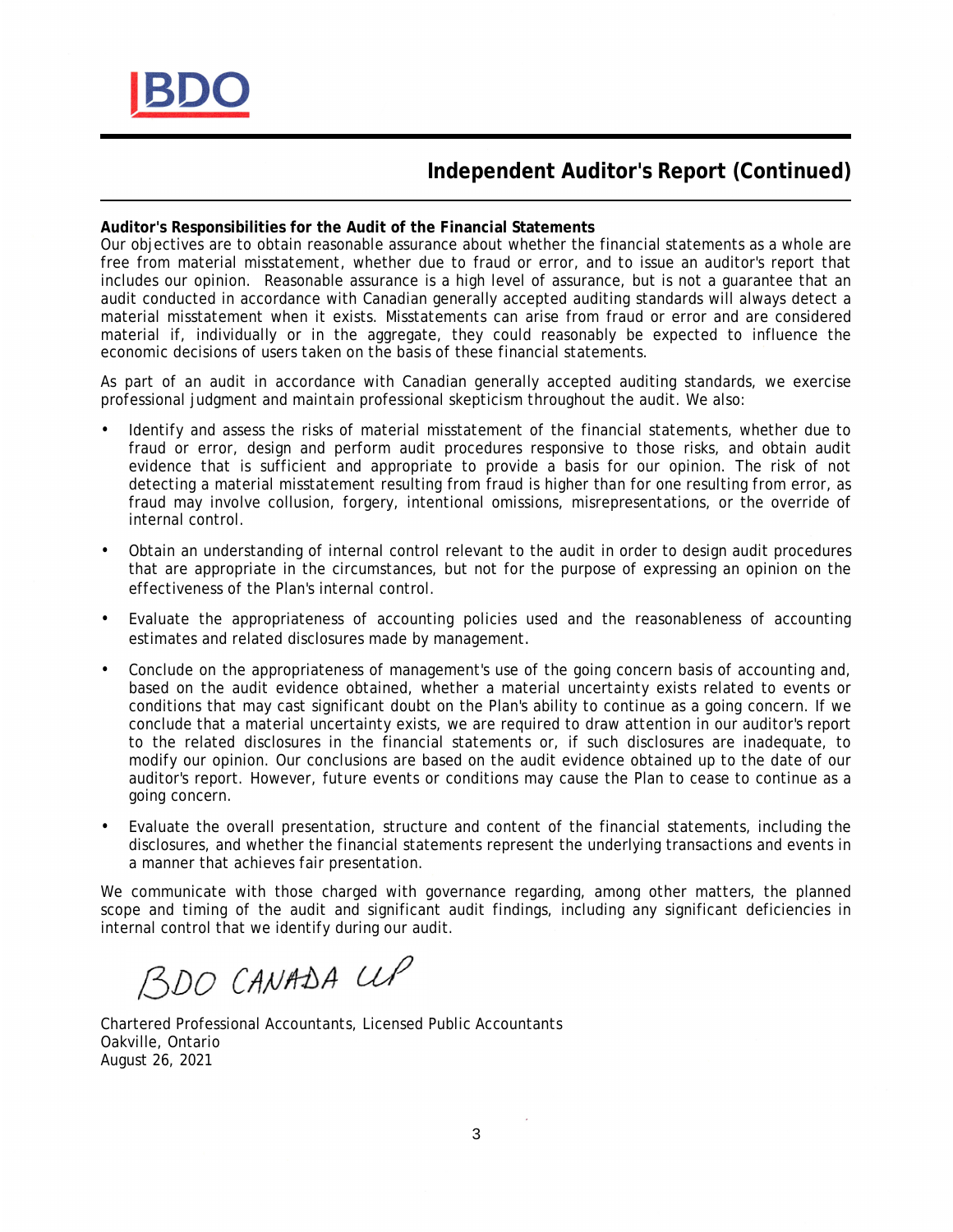## Independent Auditor's Report (Continued)

**Auditor's Responsibilities for the Audit of the Financial Statements**

Our objectives are to obtain reasonable assurance about whether the financial statements as a whole are free from material misstatement, whether due to fraud or error, and to issue an auditor's report that includes our opinion. Reasonable assurance is a high level of assurance, but is not a guarantee that an audit conducted in accordance with Canadian generally accepted auditing standards will always detect a material misstatement when it exists. Misstatements can arise from fraud or error and are considered material if, individually or in the aggregate, they could reasonably be expected to influence the economic decisions of users taken on the basis of these financial statements.

As part of an audit in accordance with Canadian generally accepted auditing standards, we exercise professional judgment and maintain professional skepticism throughout the audit. We also:

- Identify and assess the risks of material misstatement of the financial statements, whether due to fraud or error, design and perform audit procedures responsive to those risks, and obtain audit evidence that is sufficient and appropriate to provide a basis for our opinion. The risk of not detecting a material misstatement resulting from fraud is higher than for one resulting from error, as fraud may involve collusion, forgery, intentional omissions, misrepresentations, or the override of internal control.
- Obtain an understanding of internal control relevant to the audit in order to design audit procedures that are appropriate in the circumstances, but not for the purpose of expressing an opinion on the effectiveness of the Plan's internal control.
- Evaluate the appropriateness of accounting policies used and the reasonableness of accounting estimates and related disclosures made by management.
- Conclude on the appropriateness of management's use of the going concern basis of accounting and, based on the audit evidence obtained, whether a material uncertainty exists related to events or conditions that may cast significant doubt on the Plan's ability to continue as a going concern. If we conclude that a material uncertainty exists, we are required to draw attention in our auditor's report to the related disclosures in the financial statements or, if such disclosures are inadequate, to modify our opinion. Our conclusions are based on the audit evidence obtained up to the date of our auditor's report. However, future events or conditions may cause the Plan to cease to continue as a going concern.
- Evaluate the overall presentation, structure and content of the financial statements, including the disclosures, and whether the financial statements represent the underlying transactions and events in a manner that achieves fair presentation.

We communicate with those charged with governance regarding, among other matters, the planned scope and timing of the audit and significant audit findings, including any significant deficiencies in internal control that we identify during our audit.

BDO CANADA LLP

Chartered Professional Accountants, Licensed Public Accountants
Oakville, Ontario
August 26, 2021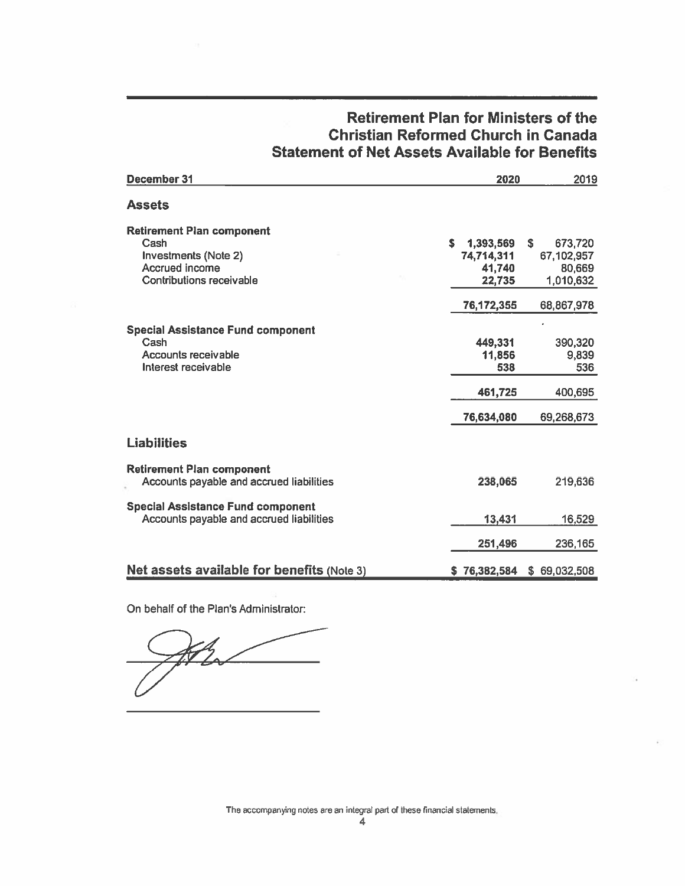# Retirement Plan for Ministers of the Christian Reformed Church in Canada
## Statement of Net Assets Available for Benefits

| December 31 | 2020 | 2019 |
|---|---|---|
| **Assets** | | |
| **Retirement Plan component** | | |
| Cash | $ 1,393,569 | $ 673,720 |
| Investments (Note 2) | 74,714,311 | 67,102,957 |
| Accrued income | 41,740 | 80,669 |
| Contributions receivable | 22,735 | 1,010,632 |
| | 76,172,355 | 68,867,978 |
| **Special Assistance Fund component** | | |
| Cash | 449,331 | 390,320 |
| Accounts receivable | 11,856 | 9,839 |
| Interest receivable | 538 | 536 |
| | 461,725 | 400,695 |
| | 76,634,080 | 69,268,673 |
| **Liabilities** | | |
| **Retirement Plan component** | | |
| Accounts payable and accrued liabilities | 238,065 | 219,636 |
| **Special Assistance Fund component** | | |
| Accounts payable and accrued liabilities | 13,431 | 16,529 |
| | 251,496 | 236,165 |
| **Net assets available for benefits** (Note 3) | $ 76,382,584 | $ 69,032,508 |

On behalf of the Plan's Administrator:

The accompanying notes are an integral part of these financial statements.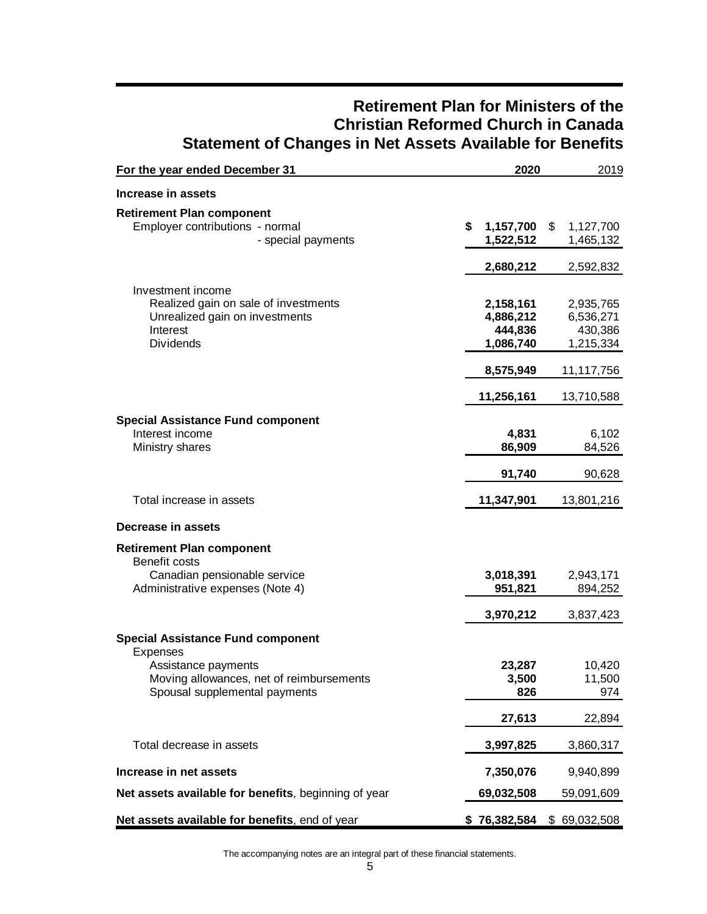# Retirement Plan for Ministers of the Christian Reformed Church in Canada
## Statement of Changes in Net Assets Available for Benefits

| For the year ended December 31 | 2020 | 2019 |
|---|---|---|
| **Increase in assets** | | |
| **Retirement Plan component** | | |
| Employer contributions - normal | $ 1,157,700 | $ 1,127,700 |
| - special payments | 1,522,512 | 1,465,132 |
| | 2,680,212 | 2,592,832 |
| Investment income | | |
| Realized gain on sale of investments | 2,158,161 | 2,935,765 |
| Unrealized gain on investments | 4,886,212 | 6,536,271 |
| Interest | 444,836 | 430,386 |
| Dividends | 1,086,740 | 1,215,334 |
| | 8,575,949 | 11,117,756 |
| | 11,256,161 | 13,710,588 |
| **Special Assistance Fund component** | | |
| Interest income | 4,831 | 6,102 |
| Ministry shares | 86,909 | 84,526 |
| | 91,740 | 90,628 |
| Total increase in assets | 11,347,901 | 13,801,216 |
| **Decrease in assets** | | |
| **Retirement Plan component** | | |
| Benefit costs | | |
| Canadian pensionable service | 3,018,391 | 2,943,171 |
| Administrative expenses (Note 4) | 951,821 | 894,252 |
| | 3,970,212 | 3,837,423 |
| **Special Assistance Fund component** | | |
| Expenses | | |
| Assistance payments | 23,287 | 10,420 |
| Moving allowances, net of reimbursements | 3,500 | 11,500 |
| Spousal supplemental payments | 826 | 974 |
| | 27,613 | 22,894 |
| Total decrease in assets | 3,997,825 | 3,860,317 |
| **Increase in net assets** | 7,350,076 | 9,940,899 |
| **Net assets available for benefits**, beginning of year | 69,032,508 | 59,091,609 |
| **Net assets available for benefits**, end of year | $ 76,382,584 | $ 69,032,508 |

The accompanying notes are an integral part of these financial statements.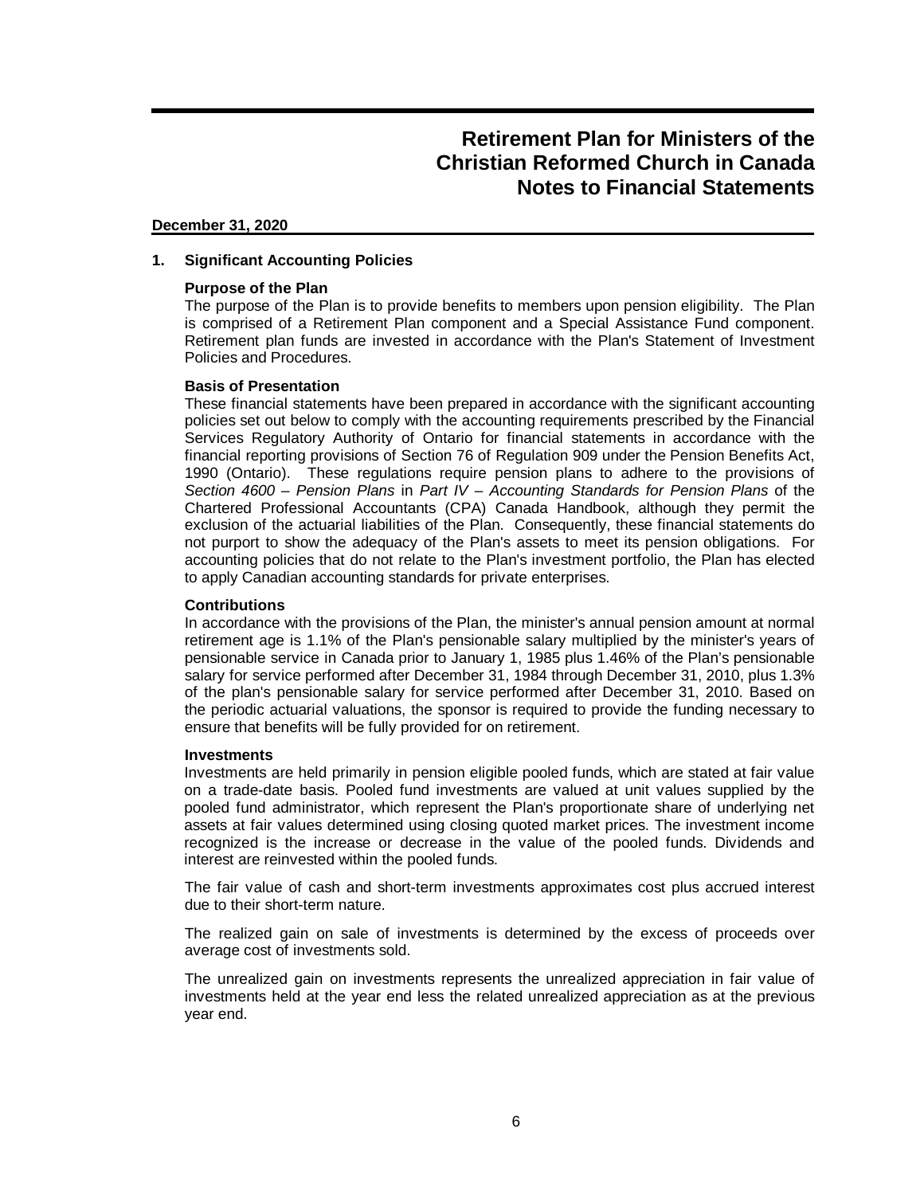# Retirement Plan for Ministers of the Christian Reformed Church in Canada
# Notes to Financial Statements

**December 31, 2020**

## 1. Significant Accounting Policies

### Purpose of the Plan

The purpose of the Plan is to provide benefits to members upon pension eligibility. The Plan is comprised of a Retirement Plan component and a Special Assistance Fund component. Retirement plan funds are invested in accordance with the Plan's Statement of Investment Policies and Procedures.

### Basis of Presentation

These financial statements have been prepared in accordance with the significant accounting policies set out below to comply with the accounting requirements prescribed by the Financial Services Regulatory Authority of Ontario for financial statements in accordance with the financial reporting provisions of Section 76 of Regulation 909 under the Pension Benefits Act, 1990 (Ontario). These regulations require pension plans to adhere to the provisions of *Section 4600 – Pension Plans* in *Part IV – Accounting Standards for Pension Plans* of the Chartered Professional Accountants (CPA) Canada Handbook, although they permit the exclusion of the actuarial liabilities of the Plan. Consequently, these financial statements do not purport to show the adequacy of the Plan's assets to meet its pension obligations. For accounting policies that do not relate to the Plan's investment portfolio, the Plan has elected to apply Canadian accounting standards for private enterprises.

### Contributions

In accordance with the provisions of the Plan, the minister's annual pension amount at normal retirement age is 1.1% of the Plan's pensionable salary multiplied by the minister's years of pensionable service in Canada prior to January 1, 1985 plus 1.46% of the Plan's pensionable salary for service performed after December 31, 1984 through December 31, 2010, plus 1.3% of the plan's pensionable salary for service performed after December 31, 2010. Based on the periodic actuarial valuations, the sponsor is required to provide the funding necessary to ensure that benefits will be fully provided for on retirement.

### Investments

Investments are held primarily in pension eligible pooled funds, which are stated at fair value on a trade-date basis. Pooled fund investments are valued at unit values supplied by the pooled fund administrator, which represent the Plan's proportionate share of underlying net assets at fair values determined using closing quoted market prices. The investment income recognized is the increase or decrease in the value of the pooled funds. Dividends and interest are reinvested within the pooled funds.

The fair value of cash and short-term investments approximates cost plus accrued interest due to their short-term nature.

The realized gain on sale of investments is determined by the excess of proceeds over average cost of investments sold.

The unrealized gain on investments represents the unrealized appreciation in fair value of investments held at the year end less the related unrealized appreciation as at the previous year end.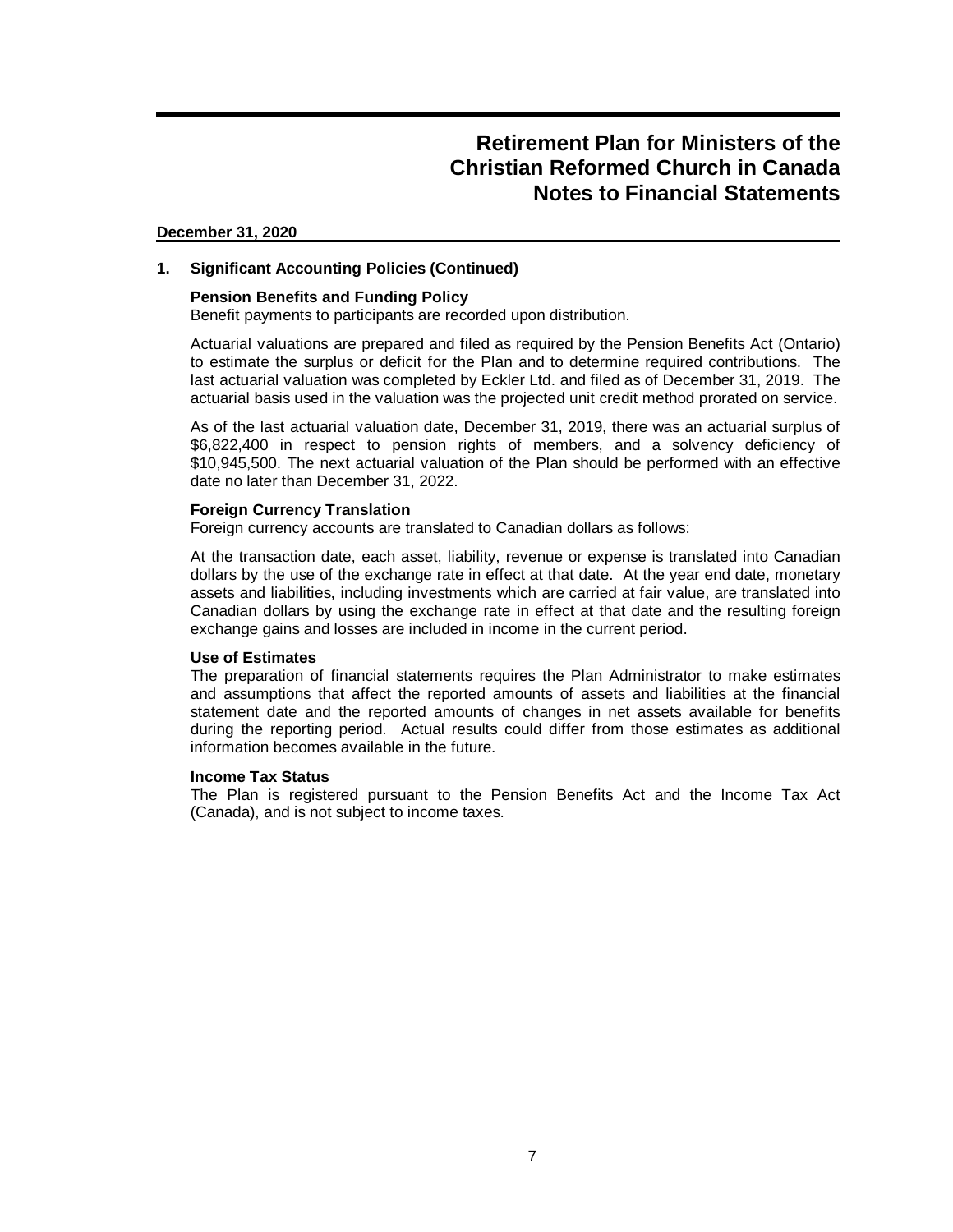# Retirement Plan for Ministers of the Christian Reformed Church in Canada
# Notes to Financial Statements

**December 31, 2020**

## 1. Significant Accounting Policies (Continued)

### Pension Benefits and Funding Policy

Benefit payments to participants are recorded upon distribution.

Actuarial valuations are prepared and filed as required by the Pension Benefits Act (Ontario) to estimate the surplus or deficit for the Plan and to determine required contributions. The last actuarial valuation was completed by Eckler Ltd. and filed as of December 31, 2019. The actuarial basis used in the valuation was the projected unit credit method prorated on service.

As of the last actuarial valuation date, December 31, 2019, there was an actuarial surplus of $6,822,400 in respect to pension rights of members, and a solvency deficiency of $10,945,500. The next actuarial valuation of the Plan should be performed with an effective date no later than December 31, 2022.

### Foreign Currency Translation

Foreign currency accounts are translated to Canadian dollars as follows:

At the transaction date, each asset, liability, revenue or expense is translated into Canadian dollars by the use of the exchange rate in effect at that date. At the year end date, monetary assets and liabilities, including investments which are carried at fair value, are translated into Canadian dollars by using the exchange rate in effect at that date and the resulting foreign exchange gains and losses are included in income in the current period.

### Use of Estimates

The preparation of financial statements requires the Plan Administrator to make estimates and assumptions that affect the reported amounts of assets and liabilities at the financial statement date and the reported amounts of changes in net assets available for benefits during the reporting period. Actual results could differ from those estimates as additional information becomes available in the future.

### Income Tax Status

The Plan is registered pursuant to the Pension Benefits Act and the Income Tax Act (Canada), and is not subject to income taxes.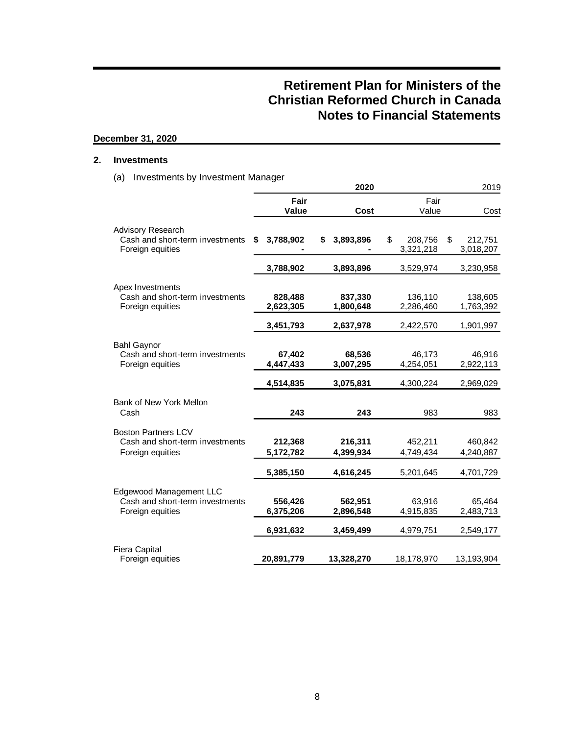# Retirement Plan for Ministers of the Christian Reformed Church in Canada
# Notes to Financial Statements

**December 31, 2020**

## 2. Investments

(a) Investments by Investment Manager

| | 2020 | | 2019 | |
|---|---|---|---|---|
| | **Fair Value** | **Cost** | Fair Value | Cost |
| Advisory Research | | | | |
| Cash and short-term investments | **$ 3,788,902** | **$ 3,893,896** | $ 208,756 | $ 212,751 |
| Foreign equities | **-** | **-** | 3,321,218 | 3,018,207 |
| | **3,788,902** | **3,893,896** | 3,529,974 | 3,230,958 |
| Apex Investments | | | | |
| Cash and short-term investments | **828,488** | **837,330** | 136,110 | 138,605 |
| Foreign equities | **2,623,305** | **1,800,648** | 2,286,460 | 1,763,392 |
| | **3,451,793** | **2,637,978** | 2,422,570 | 1,901,997 |
| Bahl Gaynor | | | | |
| Cash and short-term investments | **67,402** | **68,536** | 46,173 | 46,916 |
| Foreign equities | **4,447,433** | **3,007,295** | 4,254,051 | 2,922,113 |
| | **4,514,835** | **3,075,831** | 4,300,224 | 2,969,029 |
| Bank of New York Mellon | | | | |
| Cash | **243** | **243** | 983 | 983 |
| Boston Partners LCV | | | | |
| Cash and short-term investments | **212,368** | **216,311** | 452,211 | 460,842 |
| Foreign equities | **5,172,782** | **4,399,934** | 4,749,434 | 4,240,887 |
| | **5,385,150** | **4,616,245** | 5,201,645 | 4,701,729 |
| Edgewood Management LLC | | | | |
| Cash and short-term investments | **556,426** | **562,951** | 63,916 | 65,464 |
| Foreign equities | **6,375,206** | **2,896,548** | 4,915,835 | 2,483,713 |
| | **6,931,632** | **3,459,499** | 4,979,751 | 2,549,177 |
| Fiera Capital | | | | |
| Foreign equities | **20,891,779** | **13,328,270** | 18,178,970 | 13,193,904 |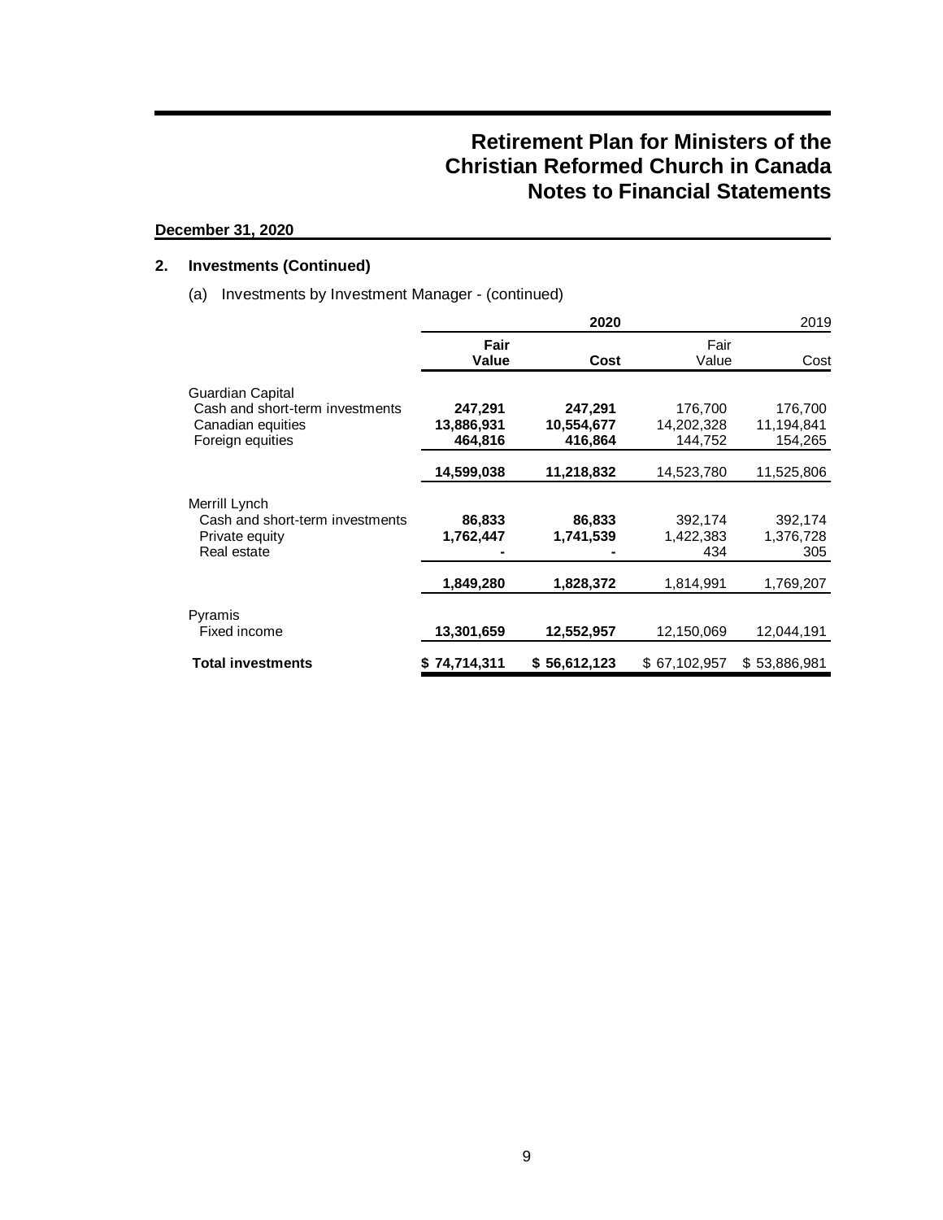# Retirement Plan for Ministers of the Christian Reformed Church in Canada
# Notes to Financial Statements

**December 31, 2020**

## 2. Investments (Continued)

(a) Investments by Investment Manager - (continued)

| | **2020** | | 2019 | |
|---|---|---|---|---|
| | **Fair Value** | **Cost** | Fair Value | Cost |
| Guardian Capital | | | | |
| Cash and short-term investments | **247,291** | **247,291** | 176,700 | 176,700 |
| Canadian equities | **13,886,931** | **10,554,677** | 14,202,328 | 11,194,841 |
| Foreign equities | **464,816** | **416,864** | 144,752 | 154,265 |
| | **14,599,038** | **11,218,832** | 14,523,780 | 11,525,806 |
| Merrill Lynch | | | | |
| Cash and short-term investments | **86,833** | **86,833** | 392,174 | 392,174 |
| Private equity | **1,762,447** | **1,741,539** | 1,422,383 | 1,376,728 |
| Real estate | **-** | **-** | 434 | 305 |
| | **1,849,280** | **1,828,372** | 1,814,991 | 1,769,207 |
| Pyramis | | | | |
| Fixed income | **13,301,659** | **12,552,957** | 12,150,069 | 12,044,191 |
| **Total investments** | **$ 74,714,311** | **$ 56,612,123** | $ 67,102,957 | $ 53,886,981 |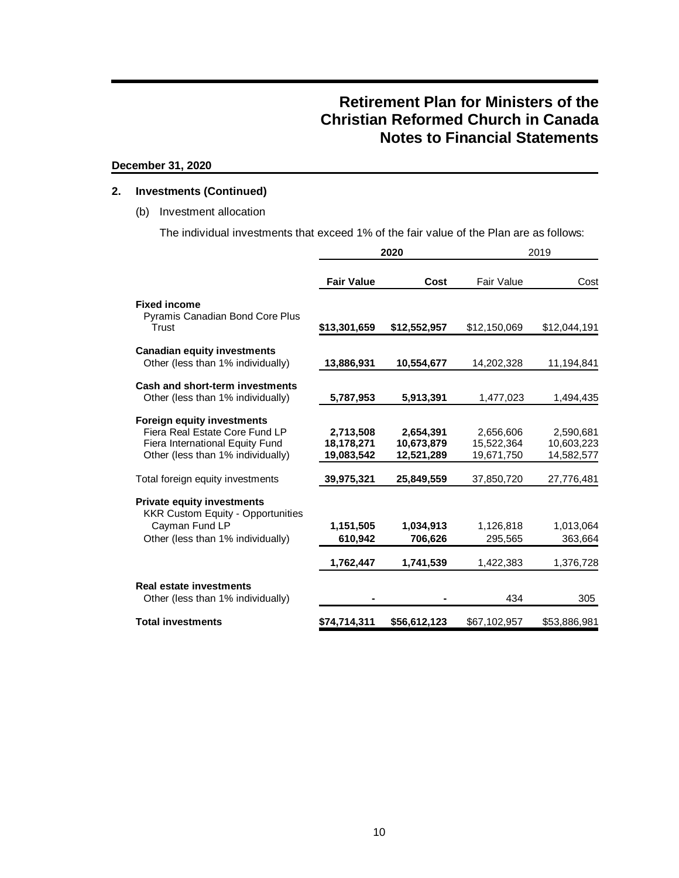# Retirement Plan for Ministers of the Christian Reformed Church in Canada
# Notes to Financial Statements

**December 31, 2020**

## 2. Investments (Continued)

(b) Investment allocation

The individual investments that exceed 1% of the fair value of the Plan are as follows:

| | 2020 | | 2019 | |
|---|---|---|---|---|
| | **Fair Value** | **Cost** | Fair Value | Cost |
| **Fixed income** | | | | |
| Pyramis Canadian Bond Core Plus Trust | **$13,301,659** | **$12,552,957** | $12,150,069 | $12,044,191 |
| **Canadian equity investments** | | | | |
| Other (less than 1% individually) | **13,886,931** | **10,554,677** | 14,202,328 | 11,194,841 |
| **Cash and short-term investments** | | | | |
| Other (less than 1% individually) | **5,787,953** | **5,913,391** | 1,477,023 | 1,494,435 |
| **Foreign equity investments** | | | | |
| Fiera Real Estate Core Fund LP | **2,713,508** | **2,654,391** | 2,656,606 | 2,590,681 |
| Fiera International Equity Fund | **18,178,271** | **10,673,879** | 15,522,364 | 10,603,223 |
| Other (less than 1% individually) | **19,083,542** | **12,521,289** | 19,671,750 | 14,582,577 |
| Total foreign equity investments | **39,975,321** | **25,849,559** | 37,850,720 | 27,776,481 |
| **Private equity investments** | | | | |
| KKR Custom Equity - Opportunities Cayman Fund LP | **1,151,505** | **1,034,913** | 1,126,818 | 1,013,064 |
| Other (less than 1% individually) | **610,942** | **706,626** | 295,565 | 363,664 |
| | **1,762,447** | **1,741,539** | 1,422,383 | 1,376,728 |
| **Real estate investments** | | | | |
| Other (less than 1% individually) | **-** | **-** | 434 | 305 |
| **Total investments** | **$74,714,311** | **$56,612,123** | $67,102,957 | $53,886,981 |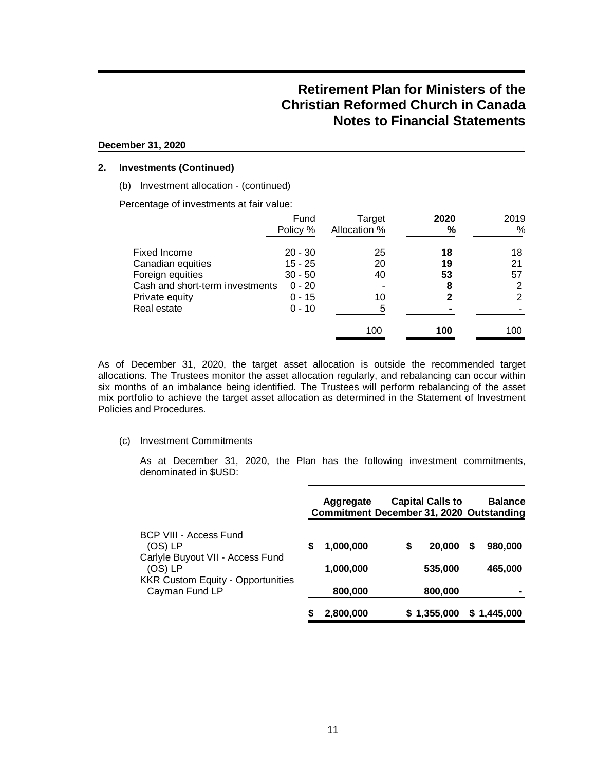**December 31, 2020**

## 2. Investments (Continued)

(b) Investment allocation - (continued)

Percentage of investments at fair value:

| | Fund Policy % | Target Allocation % | **2020 %** | 2019 % |
|---|---|---|---|---|
| Fixed Income | 20 - 30 | 25 | **18** | 18 |
| Canadian equities | 15 - 25 | 20 | **19** | 21 |
| Foreign equities | 30 - 50 | 40 | **53** | 57 |
| Cash and short-term investments | 0 - 20 | - | **8** | 2 |
| Private equity | 0 - 15 | 10 | **2** | 2 |
| Real estate | 0 - 10 | 5 | **-** | - |
| | | 100 | **100** | 100 |

As of December 31, 2020, the target asset allocation is outside the recommended target allocations. The Trustees monitor the asset allocation regularly, and rebalancing can occur within six months of an imbalance being identified. The Trustees will perform rebalancing of the asset mix portfolio to achieve the target asset allocation as determined in the Statement of Investment Policies and Procedures.

(c) Investment Commitments

As at December 31, 2020, the Plan has the following investment commitments, denominated in $USD:

| | **Aggregate Commitment** | **Capital Calls to December 31, 2020** | **Balance Outstanding** |
|---|---|---|---|
| BCP VIII - Access Fund (OS) LP | **$ 1,000,000** | **$ 20,000** | **$ 980,000** |
| Carlyle Buyout VII - Access Fund (OS) LP | **1,000,000** | **535,000** | **465,000** |
| KKR Custom Equity - Opportunities Cayman Fund LP | **800,000** | **800,000** | **-** |
| | **$ 2,800,000** | **$ 1,355,000** | **$ 1,445,000** |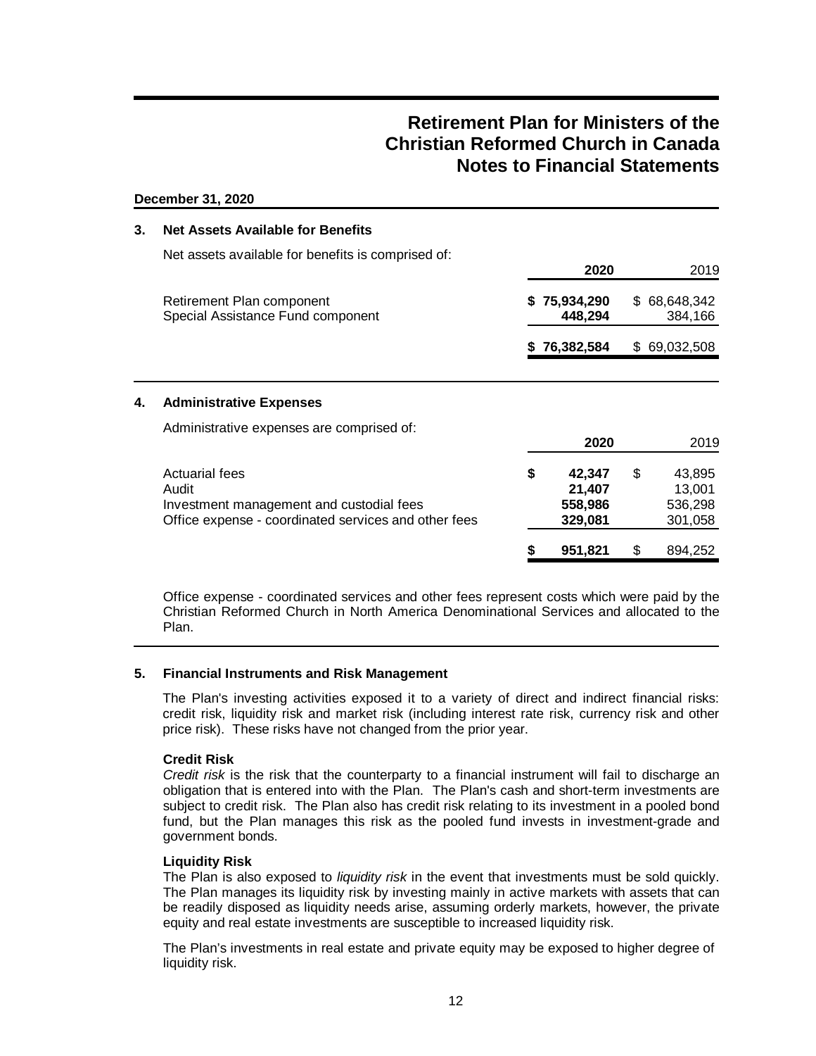# Retirement Plan for Ministers of the Christian Reformed Church in Canada
# Notes to Financial Statements

**December 31, 2020**

## 3. Net Assets Available for Benefits

Net assets available for benefits is comprised of:

| | **2020** | 2019 |
|---|---|---|
| Retirement Plan component | **$ 75,934,290** | $ 68,648,342 |
| Special Assistance Fund component | **448,294** | 384,166 |
| | **$ 76,382,584** | $ 69,032,508 |

## 4. Administrative Expenses

Administrative expenses are comprised of:

| | **2020** | 2019 |
|---|---|---|
| Actuarial fees | **$ 42,347** | $ 43,895 |
| Audit | **21,407** | 13,001 |
| Investment management and custodial fees | **558,986** | 536,298 |
| Office expense - coordinated services and other fees | **329,081** | 301,058 |
| | **$ 951,821** | $ 894,252 |

Office expense - coordinated services and other fees represent costs which were paid by the Christian Reformed Church in North America Denominational Services and allocated to the Plan.

## 5. Financial Instruments and Risk Management

The Plan's investing activities exposed it to a variety of direct and indirect financial risks: credit risk, liquidity risk and market risk (including interest rate risk, currency risk and other price risk). These risks have not changed from the prior year.

**Credit Risk**

*Credit risk* is the risk that the counterparty to a financial instrument will fail to discharge an obligation that is entered into with the Plan. The Plan's cash and short-term investments are subject to credit risk. The Plan also has credit risk relating to its investment in a pooled bond fund, but the Plan manages this risk as the pooled fund invests in investment-grade and government bonds.

**Liquidity Risk**

The Plan is also exposed to *liquidity risk* in the event that investments must be sold quickly. The Plan manages its liquidity risk by investing mainly in active markets with assets that can be readily disposed as liquidity needs arise, assuming orderly markets, however, the private equity and real estate investments are susceptible to increased liquidity risk.

The Plan's investments in real estate and private equity may be exposed to higher degree of liquidity risk.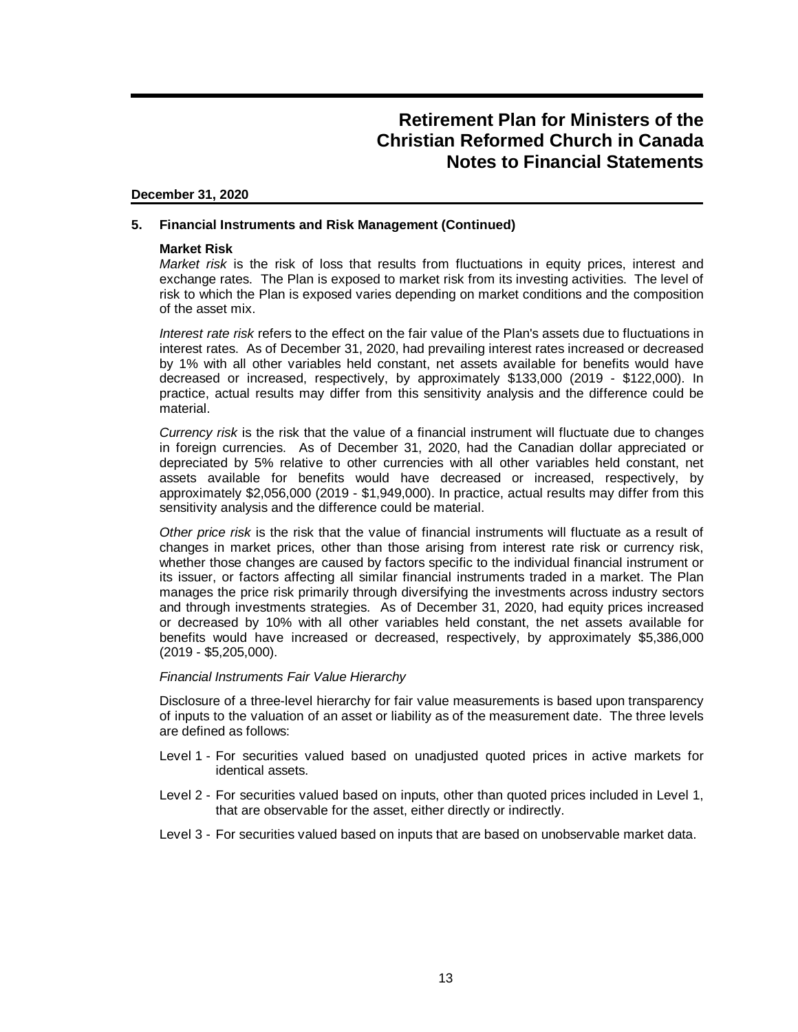# Retirement Plan for Ministers of the Christian Reformed Church in Canada
# Notes to Financial Statements

**December 31, 2020**

## 5. Financial Instruments and Risk Management (Continued)

### Market Risk

*Market risk* is the risk of loss that results from fluctuations in equity prices, interest and exchange rates. The Plan is exposed to market risk from its investing activities. The level of risk to which the Plan is exposed varies depending on market conditions and the composition of the asset mix.

*Interest rate risk* refers to the effect on the fair value of the Plan's assets due to fluctuations in interest rates. As of December 31, 2020, had prevailing interest rates increased or decreased by 1% with all other variables held constant, net assets available for benefits would have decreased or increased, respectively, by approximately \$133,000 (2019 - \$122,000). In practice, actual results may differ from this sensitivity analysis and the difference could be material.

*Currency risk* is the risk that the value of a financial instrument will fluctuate due to changes in foreign currencies. As of December 31, 2020, had the Canadian dollar appreciated or depreciated by 5% relative to other currencies with all other variables held constant, net assets available for benefits would have decreased or increased, respectively, by approximately \$2,056,000 (2019 - \$1,949,000). In practice, actual results may differ from this sensitivity analysis and the difference could be material.

*Other price risk* is the risk that the value of financial instruments will fluctuate as a result of changes in market prices, other than those arising from interest rate risk or currency risk, whether those changes are caused by factors specific to the individual financial instrument or its issuer, or factors affecting all similar financial instruments traded in a market. The Plan manages the price risk primarily through diversifying the investments across industry sectors and through investments strategies. As of December 31, 2020, had equity prices increased or decreased by 10% with all other variables held constant, the net assets available for benefits would have increased or decreased, respectively, by approximately \$5,386,000 (2019 - \$5,205,000).

*Financial Instruments Fair Value Hierarchy*

Disclosure of a three-level hierarchy for fair value measurements is based upon transparency of inputs to the valuation of an asset or liability as of the measurement date. The three levels are defined as follows:

Level 1 - For securities valued based on unadjusted quoted prices in active markets for identical assets.

Level 2 - For securities valued based on inputs, other than quoted prices included in Level 1, that are observable for the asset, either directly or indirectly.

Level 3 - For securities valued based on inputs that are based on unobservable market data.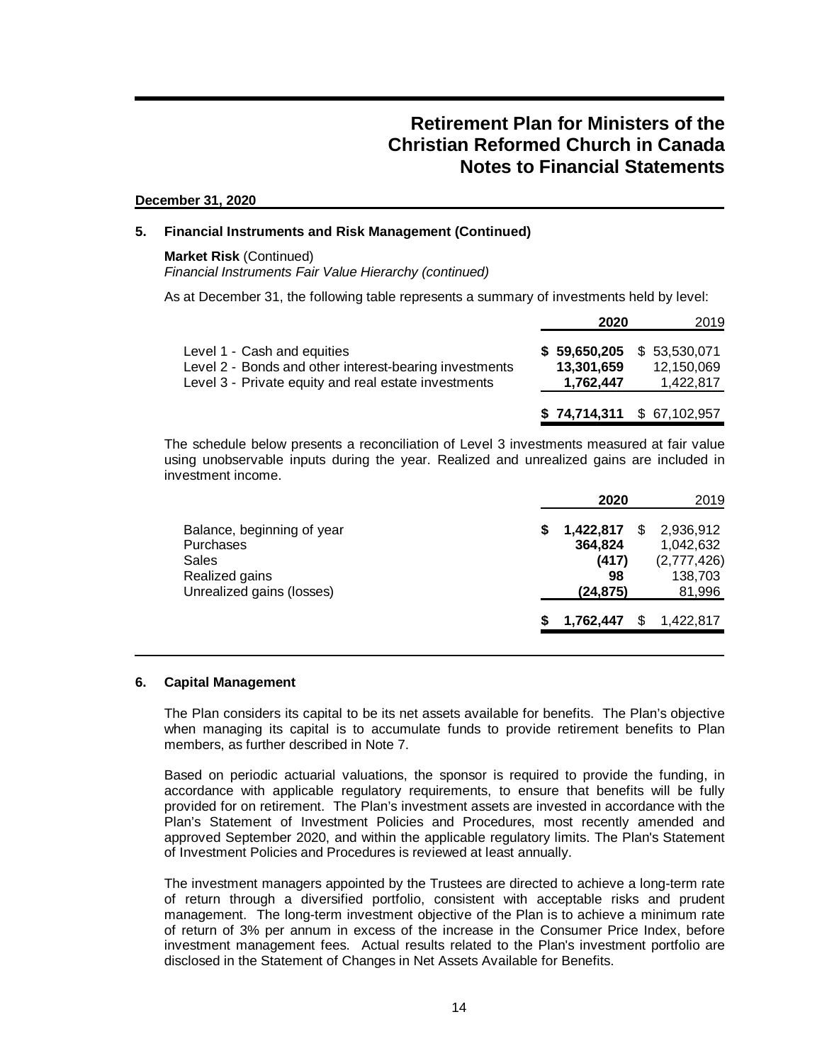# Retirement Plan for Ministers of the Christian Reformed Church in Canada
# Notes to Financial Statements

**December 31, 2020**

## 5. Financial Instruments and Risk Management (Continued)

**Market Risk** (Continued)

*Financial Instruments Fair Value Hierarchy (continued)*

As at December 31, the following table represents a summary of investments held by level:

| | 2020 | 2019 |
|---|---|---|
| Level 1 - Cash and equities | **$ 59,650,205** | $ 53,530,071 |
| Level 2 - Bonds and other interest-bearing investments | **13,301,659** | 12,150,069 |
| Level 3 - Private equity and real estate investments | **1,762,447** | 1,422,817 |
| | **$ 74,714,311** | $ 67,102,957 |

The schedule below presents a reconciliation of Level 3 investments measured at fair value using unobservable inputs during the year. Realized and unrealized gains are included in investment income.

| | 2020 | 2019 |
|---|---|---|
| Balance, beginning of year | **$ 1,422,817** | $ 2,936,912 |
| Purchases | **364,824** | 1,042,632 |
| Sales | **(417)** | (2,777,426) |
| Realized gains | **98** | 138,703 |
| Unrealized gains (losses) | **(24,875)** | 81,996 |
| | **$ 1,762,447** | $ 1,422,817 |

## 6. Capital Management

The Plan considers its capital to be its net assets available for benefits. The Plan's objective when managing its capital is to accumulate funds to provide retirement benefits to Plan members, as further described in Note 7.

Based on periodic actuarial valuations, the sponsor is required to provide the funding, in accordance with applicable regulatory requirements, to ensure that benefits will be fully provided for on retirement. The Plan's investment assets are invested in accordance with the Plan's Statement of Investment Policies and Procedures, most recently amended and approved September 2020, and within the applicable regulatory limits. The Plan's Statement of Investment Policies and Procedures is reviewed at least annually.

The investment managers appointed by the Trustees are directed to achieve a long-term rate of return through a diversified portfolio, consistent with acceptable risks and prudent management. The long-term investment objective of the Plan is to achieve a minimum rate of return of 3% per annum in excess of the increase in the Consumer Price Index, before investment management fees. Actual results related to the Plan's investment portfolio are disclosed in the Statement of Changes in Net Assets Available for Benefits.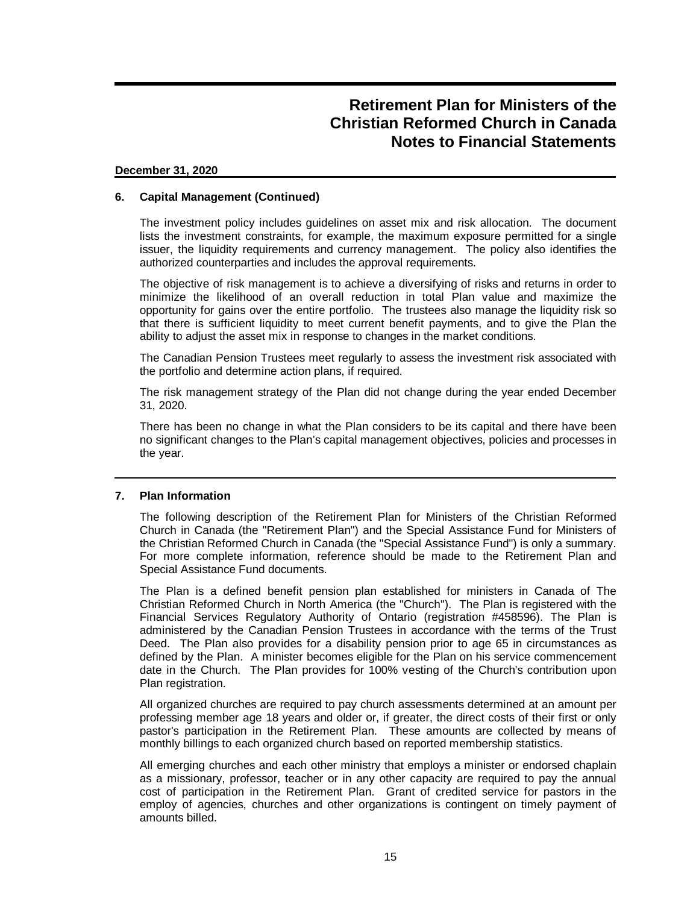# Retirement Plan for Ministers of the Christian Reformed Church in Canada
# Notes to Financial Statements

**December 31, 2020**

## 6. Capital Management (Continued)

The investment policy includes guidelines on asset mix and risk allocation. The document lists the investment constraints, for example, the maximum exposure permitted for a single issuer, the liquidity requirements and currency management. The policy also identifies the authorized counterparties and includes the approval requirements.

The objective of risk management is to achieve a diversifying of risks and returns in order to minimize the likelihood of an overall reduction in total Plan value and maximize the opportunity for gains over the entire portfolio. The trustees also manage the liquidity risk so that there is sufficient liquidity to meet current benefit payments, and to give the Plan the ability to adjust the asset mix in response to changes in the market conditions.

The Canadian Pension Trustees meet regularly to assess the investment risk associated with the portfolio and determine action plans, if required.

The risk management strategy of the Plan did not change during the year ended December 31, 2020.

There has been no change in what the Plan considers to be its capital and there have been no significant changes to the Plan's capital management objectives, policies and processes in the year.

## 7. Plan Information

The following description of the Retirement Plan for Ministers of the Christian Reformed Church in Canada (the "Retirement Plan") and the Special Assistance Fund for Ministers of the Christian Reformed Church in Canada (the "Special Assistance Fund") is only a summary. For more complete information, reference should be made to the Retirement Plan and Special Assistance Fund documents.

The Plan is a defined benefit pension plan established for ministers in Canada of The Christian Reformed Church in North America (the "Church"). The Plan is registered with the Financial Services Regulatory Authority of Ontario (registration #458596). The Plan is administered by the Canadian Pension Trustees in accordance with the terms of the Trust Deed. The Plan also provides for a disability pension prior to age 65 in circumstances as defined by the Plan. A minister becomes eligible for the Plan on his service commencement date in the Church. The Plan provides for 100% vesting of the Church's contribution upon Plan registration.

All organized churches are required to pay church assessments determined at an amount per professing member age 18 years and older or, if greater, the direct costs of their first or only pastor's participation in the Retirement Plan. These amounts are collected by means of monthly billings to each organized church based on reported membership statistics.

All emerging churches and each other ministry that employs a minister or endorsed chaplain as a missionary, professor, teacher or in any other capacity are required to pay the annual cost of participation in the Retirement Plan. Grant of credited service for pastors in the employ of agencies, churches and other organizations is contingent on timely payment of amounts billed.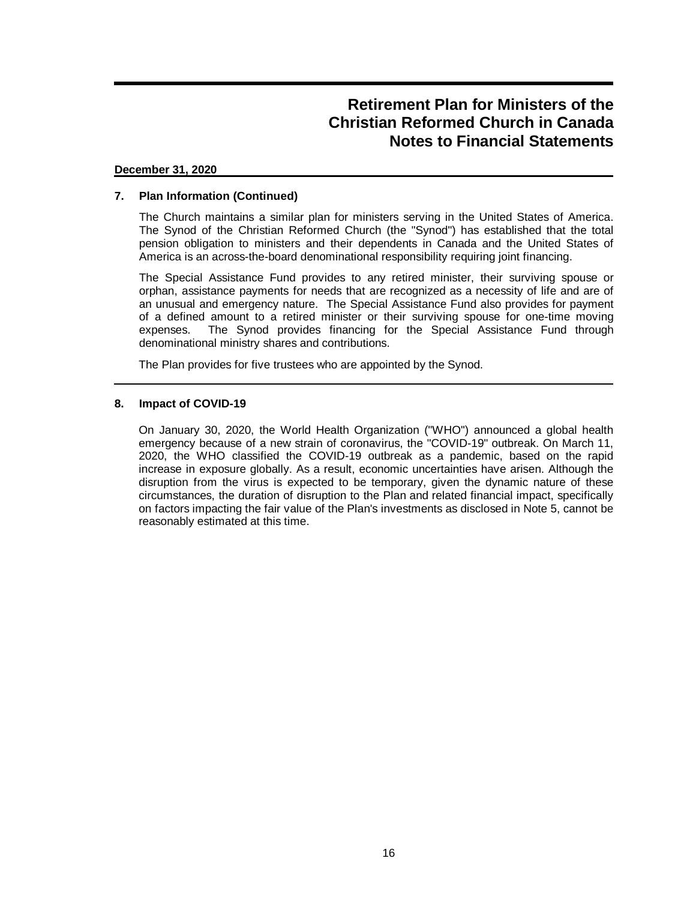# Retirement Plan for Ministers of the Christian Reformed Church in Canada
# Notes to Financial Statements

**December 31, 2020**

## 7. Plan Information (Continued)

The Church maintains a similar plan for ministers serving in the United States of America. The Synod of the Christian Reformed Church (the "Synod") has established that the total pension obligation to ministers and their dependents in Canada and the United States of America is an across-the-board denominational responsibility requiring joint financing.

The Special Assistance Fund provides to any retired minister, their surviving spouse or orphan, assistance payments for needs that are recognized as a necessity of life and are of an unusual and emergency nature. The Special Assistance Fund also provides for payment of a defined amount to a retired minister or their surviving spouse for one-time moving expenses. The Synod provides financing for the Special Assistance Fund through denominational ministry shares and contributions.

The Plan provides for five trustees who are appointed by the Synod.

## 8. Impact of COVID-19

On January 30, 2020, the World Health Organization ("WHO") announced a global health emergency because of a new strain of coronavirus, the "COVID-19" outbreak. On March 11, 2020, the WHO classified the COVID-19 outbreak as a pandemic, based on the rapid increase in exposure globally. As a result, economic uncertainties have arisen. Although the disruption from the virus is expected to be temporary, given the dynamic nature of these circumstances, the duration of disruption to the Plan and related financial impact, specifically on factors impacting the fair value of the Plan's investments as disclosed in Note 5, cannot be reasonably estimated at this time.